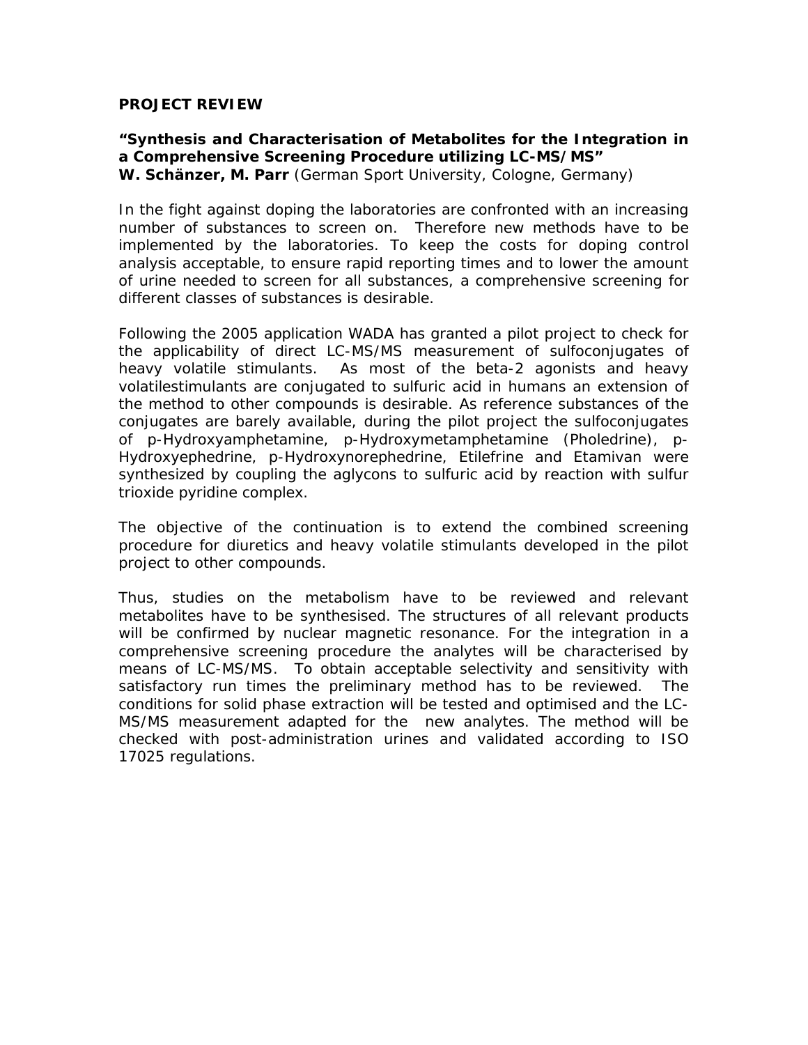**PROJECT REVIEW**

**"Synthesis and Characterisation of Metabolites for the Integration in a Comprehensive Screening Procedure utilizing LC-MS/MS"**
**W. Schänzer, M. Parr** (German Sport University, Cologne, Germany)

In the fight against doping the laboratories are confronted with an increasing number of substances to screen on. Therefore new methods have to be implemented by the laboratories. To keep the costs for doping control analysis acceptable, to ensure rapid reporting times and to lower the amount of urine needed to screen for all substances, a comprehensive screening for different classes of substances is desirable.

Following the 2005 application WADA has granted a pilot project to check for the applicability of direct LC-MS/MS measurement of sulfoconjugates of heavy volatile stimulants. As most of the beta-2 agonists and heavy volatilestimulants are conjugated to sulfuric acid in humans an extension of the method to other compounds is desirable. As reference substances of the conjugates are barely available, during the pilot project the sulfoconjugates of p-Hydroxyamphetamine, p-Hydroxymetamphetamine (Pholedrine), p-Hydroxyephedrine, p-Hydroxynorephedrine, Etilefrine and Etamivan were synthesized by coupling the aglycons to sulfuric acid by reaction with sulfur trioxide pyridine complex.

The objective of the continuation is to extend the combined screening procedure for diuretics and heavy volatile stimulants developed in the pilot project to other compounds.

Thus, studies on the metabolism have to be reviewed and relevant metabolites have to be synthesised. The structures of all relevant products will be confirmed by nuclear magnetic resonance. For the integration in a comprehensive screening procedure the analytes will be characterised by means of LC-MS/MS. To obtain acceptable selectivity and sensitivity with satisfactory run times the preliminary method has to be reviewed. The conditions for solid phase extraction will be tested and optimised and the LC-MS/MS measurement adapted for the new analytes. The method will be checked with post-administration urines and validated according to ISO 17025 regulations.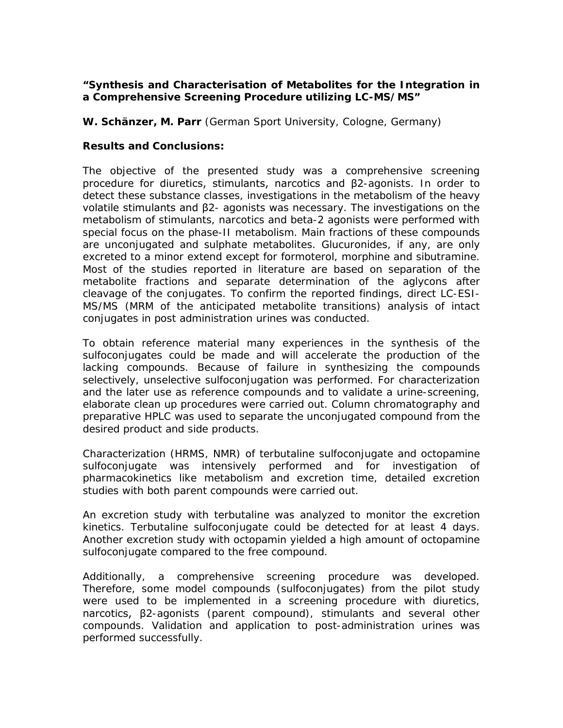**"Synthesis and Characterisation of Metabolites for the Integration in a Comprehensive Screening Procedure utilizing LC-MS/MS"**

**W. Schänzer, M. Parr** (German Sport University, Cologne, Germany)

**Results and Conclusions:**

The objective of the presented study was a comprehensive screening procedure for diuretics, stimulants, narcotics and β2-agonists. In order to detect these substance classes, investigations in the metabolism of the heavy volatile stimulants and β2- agonists was necessary. The investigations on the metabolism of stimulants, narcotics and beta-2 agonists were performed with special focus on the phase-II metabolism. Main fractions of these compounds are unconjugated and sulphate metabolites. Glucuronides, if any, are only excreted to a minor extend except for formoterol, morphine and sibutramine. Most of the studies reported in literature are based on separation of the metabolite fractions and separate determination of the aglycons after cleavage of the conjugates. To confirm the reported findings, direct LC-ESI-MS/MS (MRM of the anticipated metabolite transitions) analysis of intact conjugates in post administration urines was conducted.

To obtain reference material many experiences in the synthesis of the sulfoconjugates could be made and will accelerate the production of the lacking compounds. Because of failure in synthesizing the compounds selectively, unselective sulfoconjugation was performed. For characterization and the later use as reference compounds and to validate a urine-screening, elaborate clean up procedures were carried out. Column chromatography and preparative HPLC was used to separate the unconjugated compound from the desired product and side products.

Characterization (HRMS, NMR) of terbutaline sulfoconjugate and octopamine sulfoconjugate was intensively performed and for investigation of pharmacokinetics like metabolism and excretion time, detailed excretion studies with both parent compounds were carried out.

An excretion study with terbutaline was analyzed to monitor the excretion kinetics. Terbutaline sulfoconjugate could be detected for at least 4 days. Another excretion study with octopamin yielded a high amount of octopamine sulfoconjugate compared to the free compound.

Additionally, a comprehensive screening procedure was developed. Therefore, some model compounds (sulfoconjugates) from the pilot study were used to be implemented in a screening procedure with diuretics, narcotics, β2-agonists (parent compound), stimulants and several other compounds. Validation and application to post-administration urines was performed successfully.